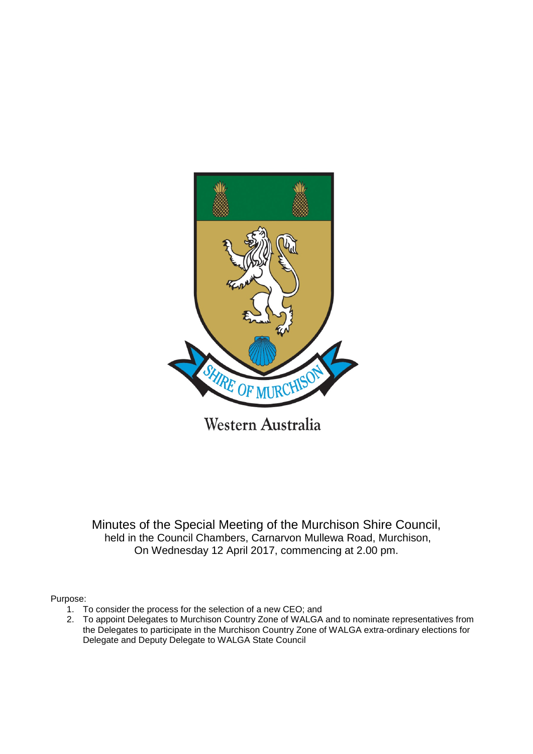Western Australia

Minutes of the Special Meeting of the Murchison Shire Council,
held in the Council Chambers, Carnarvon Mullewa Road, Murchison,
On Wednesday 12 April 2017, commencing at 2.00 pm.

Purpose:

1. To consider the process for the selection of a new CEO; and
2. To appoint Delegates to Murchison Country Zone of WALGA and to nominate representatives from the Delegates to participate in the Murchison Country Zone of WALGA extra-ordinary elections for Delegate and Deputy Delegate to WALGA State Council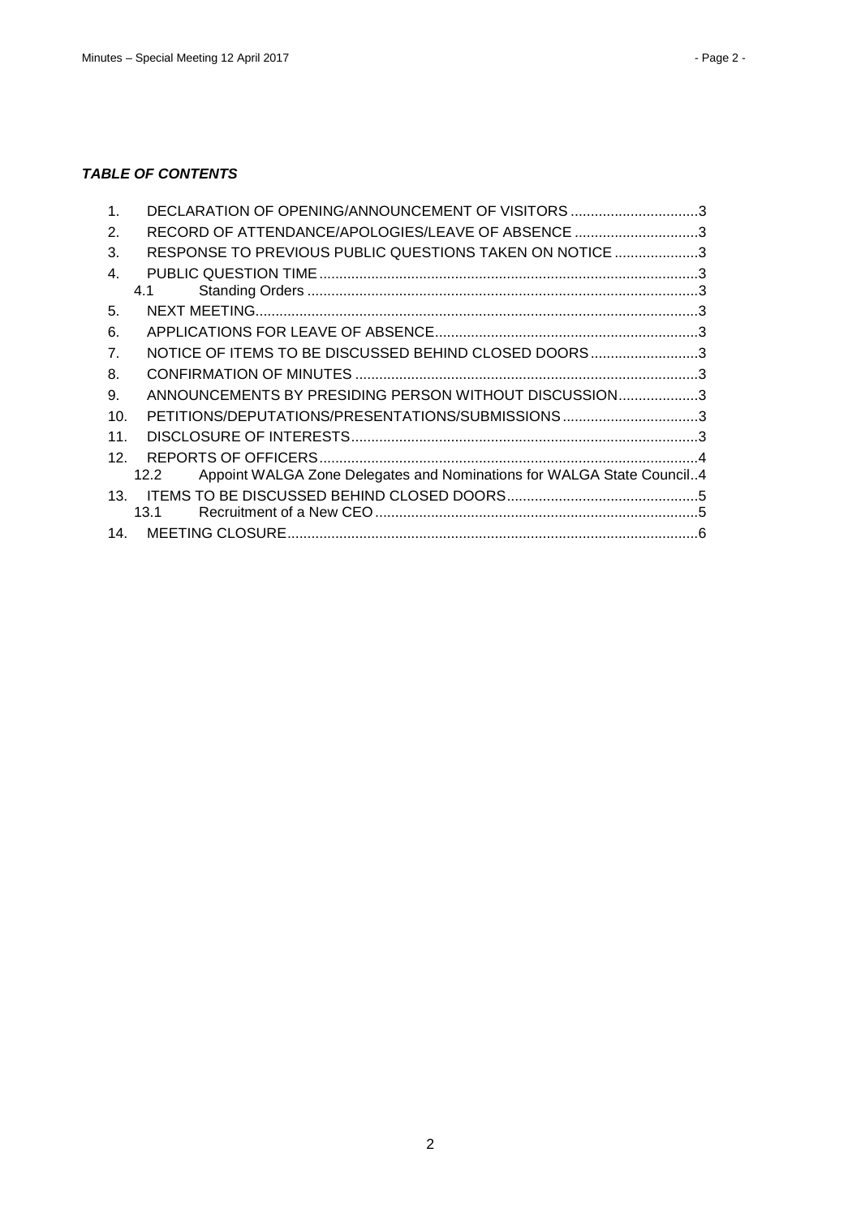***TABLE OF CONTENTS***

1. DECLARATION OF OPENING/ANNOUNCEMENT OF VISITORS ................................3
2. RECORD OF ATTENDANCE/APOLOGIES/LEAVE OF ABSENCE ...............................3
3. RESPONSE TO PREVIOUS PUBLIC QUESTIONS TAKEN ON NOTICE .....................3
4. PUBLIC QUESTION TIME ..............................................................................................3
   4.1 Standing Orders ..................................................................................................3
5. NEXT MEETING..............................................................................................................3
6. APPLICATIONS FOR LEAVE OF ABSENCE..................................................................3
7. NOTICE OF ITEMS TO BE DISCUSSED BEHIND CLOSED DOORS...........................3
8. CONFIRMATION OF MINUTES .....................................................................................3
9. ANNOUNCEMENTS BY PRESIDING PERSON WITHOUT DISCUSSION....................3
10. PETITIONS/DEPUTATIONS/PRESENTATIONS/SUBMISSIONS..................................3
11. DISCLOSURE OF INTERESTS......................................................................................3
12. REPORTS OF OFFICERS..............................................................................................4
    12.2 Appoint WALGA Zone Delegates and Nominations for WALGA State Council..4
13. ITEMS TO BE DISCUSSED BEHIND CLOSED DOORS................................................5
    13.1 Recruitment of a New CEO.................................................................................5
14. MEETING CLOSURE......................................................................................................6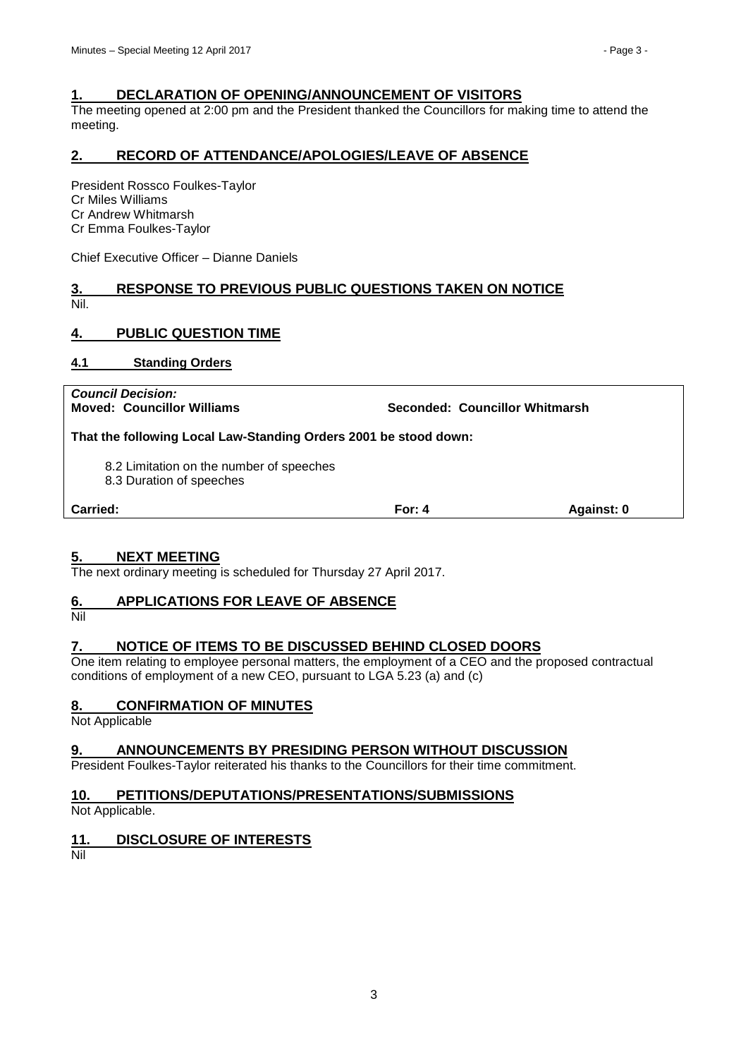## 1. DECLARATION OF OPENING/ANNOUNCEMENT OF VISITORS

The meeting opened at 2:00 pm and the President thanked the Councillors for making time to attend the meeting.

## 2. RECORD OF ATTENDANCE/APOLOGIES/LEAVE OF ABSENCE

President Rossco Foulkes-Taylor
Cr Miles Williams
Cr Andrew Whitmarsh
Cr Emma Foulkes-Taylor

Chief Executive Officer – Dianne Daniels

## 3. RESPONSE TO PREVIOUS PUBLIC QUESTIONS TAKEN ON NOTICE

Nil.

## 4. PUBLIC QUESTION TIME

### 4.1 Standing Orders

***Council Decision:***
**Moved: Councillor Williams** **Seconded: Councillor Whitmarsh**

**That the following Local Law-Standing Orders 2001 be stood down:**

8.2 Limitation on the number of speeches
8.3 Duration of speeches

**Carried:** **For: 4** **Against: 0**

## 5. NEXT MEETING

The next ordinary meeting is scheduled for Thursday 27 April 2017.

## 6. APPLICATIONS FOR LEAVE OF ABSENCE

Nil

## 7. NOTICE OF ITEMS TO BE DISCUSSED BEHIND CLOSED DOORS

One item relating to employee personal matters, the employment of a CEO and the proposed contractual conditions of employment of a new CEO, pursuant to LGA 5.23 (a) and (c)

## 8. CONFIRMATION OF MINUTES

Not Applicable

## 9. ANNOUNCEMENTS BY PRESIDING PERSON WITHOUT DISCUSSION

President Foulkes-Taylor reiterated his thanks to the Councillors for their time commitment.

## 10. PETITIONS/DEPUTATIONS/PRESENTATIONS/SUBMISSIONS

Not Applicable.

## 11. DISCLOSURE OF INTERESTS

Nil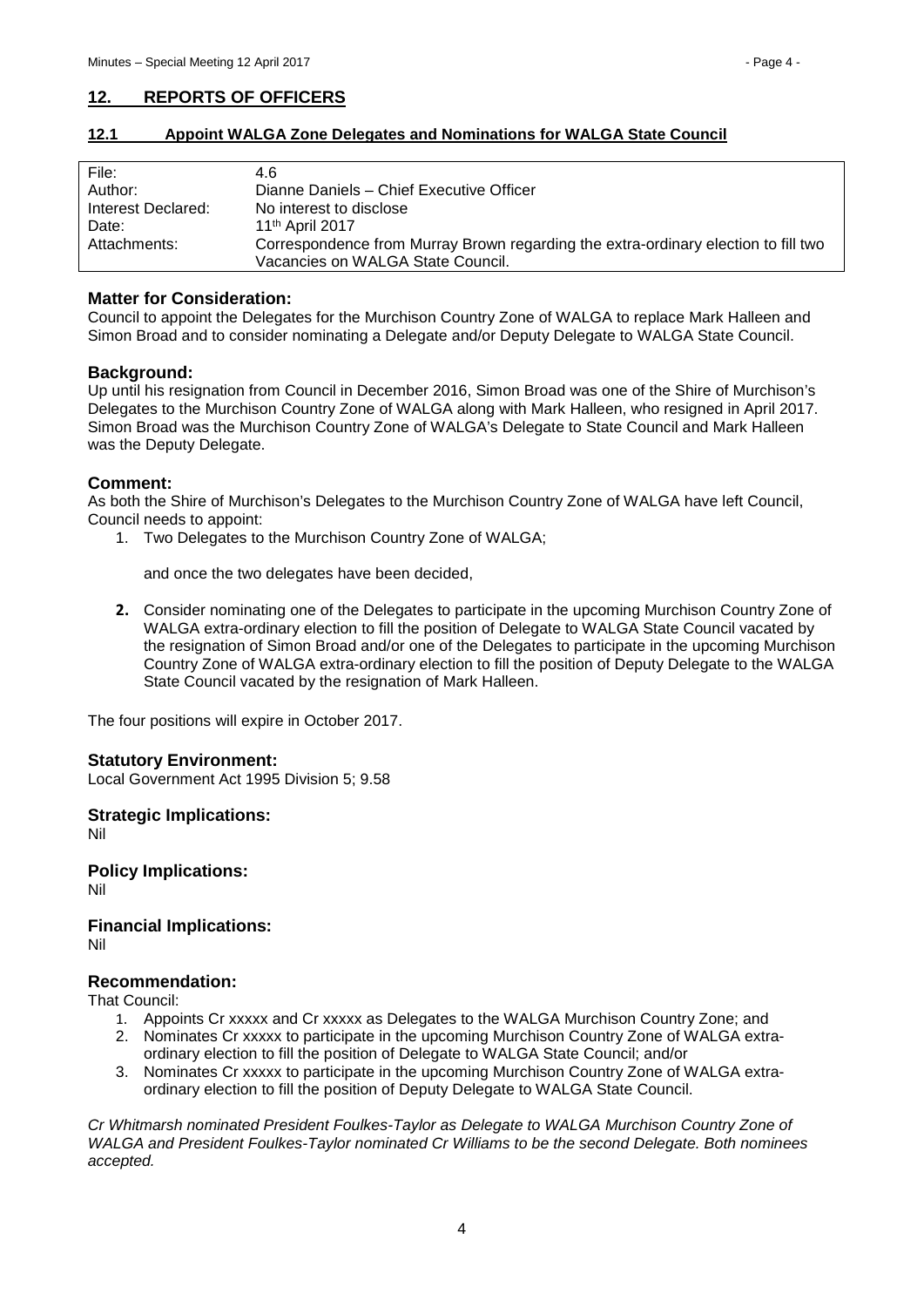## 12. REPORTS OF OFFICERS

### 12.1 Appoint WALGA Zone Delegates and Nominations for WALGA State Council

| | |
|---|---|
| File: | 4.6 |
| Author: | Dianne Daniels – Chief Executive Officer |
| Interest Declared: | No interest to disclose |
| Date: | 11th April 2017 |
| Attachments: | Correspondence from Murray Brown regarding the extra-ordinary election to fill two Vacancies on WALGA State Council. |

**Matter for Consideration:**

Council to appoint the Delegates for the Murchison Country Zone of WALGA to replace Mark Halleen and Simon Broad and to consider nominating a Delegate and/or Deputy Delegate to WALGA State Council.

**Background:**

Up until his resignation from Council in December 2016, Simon Broad was one of the Shire of Murchison's Delegates to the Murchison Country Zone of WALGA along with Mark Halleen, who resigned in April 2017. Simon Broad was the Murchison Country Zone of WALGA's Delegate to State Council and Mark Halleen was the Deputy Delegate.

**Comment:**

As both the Shire of Murchison's Delegates to the Murchison Country Zone of WALGA have left Council, Council needs to appoint:

1. Two Delegates to the Murchison Country Zone of WALGA;

   and once the two delegates have been decided,

2. Consider nominating one of the Delegates to participate in the upcoming Murchison Country Zone of WALGA extra-ordinary election to fill the position of Delegate to WALGA State Council vacated by the resignation of Simon Broad and/or one of the Delegates to participate in the upcoming Murchison Country Zone of WALGA extra-ordinary election to fill the position of Deputy Delegate to the WALGA State Council vacated by the resignation of Mark Halleen.

The four positions will expire in October 2017.

**Statutory Environment:**

Local Government Act 1995 Division 5; 9.58

**Strategic Implications:**

Nil

**Policy Implications:**

Nil

**Financial Implications:**

Nil

**Recommendation:**

That Council:

1. Appoints Cr xxxxx and Cr xxxxx as Delegates to the WALGA Murchison Country Zone; and
2. Nominates Cr xxxxx to participate in the upcoming Murchison Country Zone of WALGA extra-ordinary election to fill the position of Delegate to WALGA State Council; and/or
3. Nominates Cr xxxxx to participate in the upcoming Murchison Country Zone of WALGA extra-ordinary election to fill the position of Deputy Delegate to WALGA State Council.

*Cr Whitmarsh nominated President Foulkes-Taylor as Delegate to WALGA Murchison Country Zone of WALGA and President Foulkes-Taylor nominated Cr Williams to be the second Delegate. Both nominees accepted.*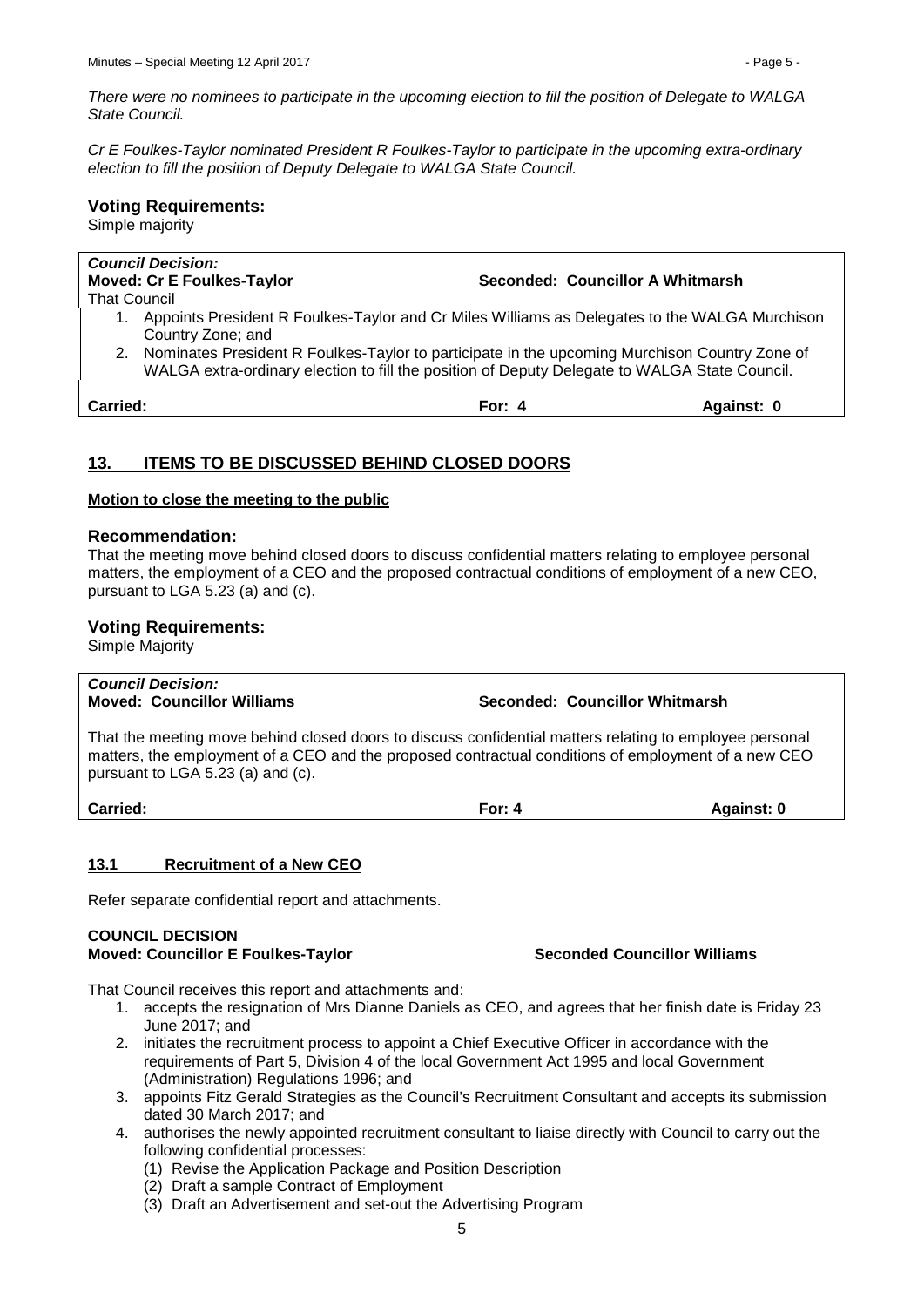*There were no nominees to participate in the upcoming election to fill the position of Delegate to WALGA State Council.*

*Cr E Foulkes-Taylor nominated President R Foulkes-Taylor to participate in the upcoming extra-ordinary election to fill the position of Deputy Delegate to WALGA State Council.*

### Voting Requirements:

Simple majority

***Council Decision:***

**Moved: Cr E Foulkes-Taylor** **Seconded: Councillor A Whitmarsh**

That Council

1. Appoints President R Foulkes-Taylor and Cr Miles Williams as Delegates to the WALGA Murchison Country Zone; and
2. Nominates President R Foulkes-Taylor to participate in the upcoming Murchison Country Zone of WALGA extra-ordinary election to fill the position of Deputy Delegate to WALGA State Council.

**Carried:** **For: 4** **Against: 0**

## 13. ITEMS TO BE DISCUSSED BEHIND CLOSED DOORS

**Motion to close the meeting to the public**

### Recommendation:

That the meeting move behind closed doors to discuss confidential matters relating to employee personal matters, the employment of a CEO and the proposed contractual conditions of employment of a new CEO, pursuant to LGA 5.23 (a) and (c).

### Voting Requirements:

Simple Majority

***Council Decision:***

**Moved: Councillor Williams** **Seconded: Councillor Whitmarsh**

That the meeting move behind closed doors to discuss confidential matters relating to employee personal matters, the employment of a CEO and the proposed contractual conditions of employment of a new CEO pursuant to LGA 5.23 (a) and (c).

**Carried:** **For: 4** **Against: 0**

### 13.1 Recruitment of a New CEO

Refer separate confidential report and attachments.

**COUNCIL DECISION**

**Moved: Councillor E Foulkes-Taylor** **Seconded Councillor Williams**

That Council receives this report and attachments and:

1. accepts the resignation of Mrs Dianne Daniels as CEO, and agrees that her finish date is Friday 23 June 2017; and
2. initiates the recruitment process to appoint a Chief Executive Officer in accordance with the requirements of Part 5, Division 4 of the local Government Act 1995 and local Government (Administration) Regulations 1996; and
3. appoints Fitz Gerald Strategies as the Council's Recruitment Consultant and accepts its submission dated 30 March 2017; and
4. authorises the newly appointed recruitment consultant to liaise directly with Council to carry out the following confidential processes:
   (1) Revise the Application Package and Position Description
   (2) Draft a sample Contract of Employment
   (3) Draft an Advertisement and set-out the Advertising Program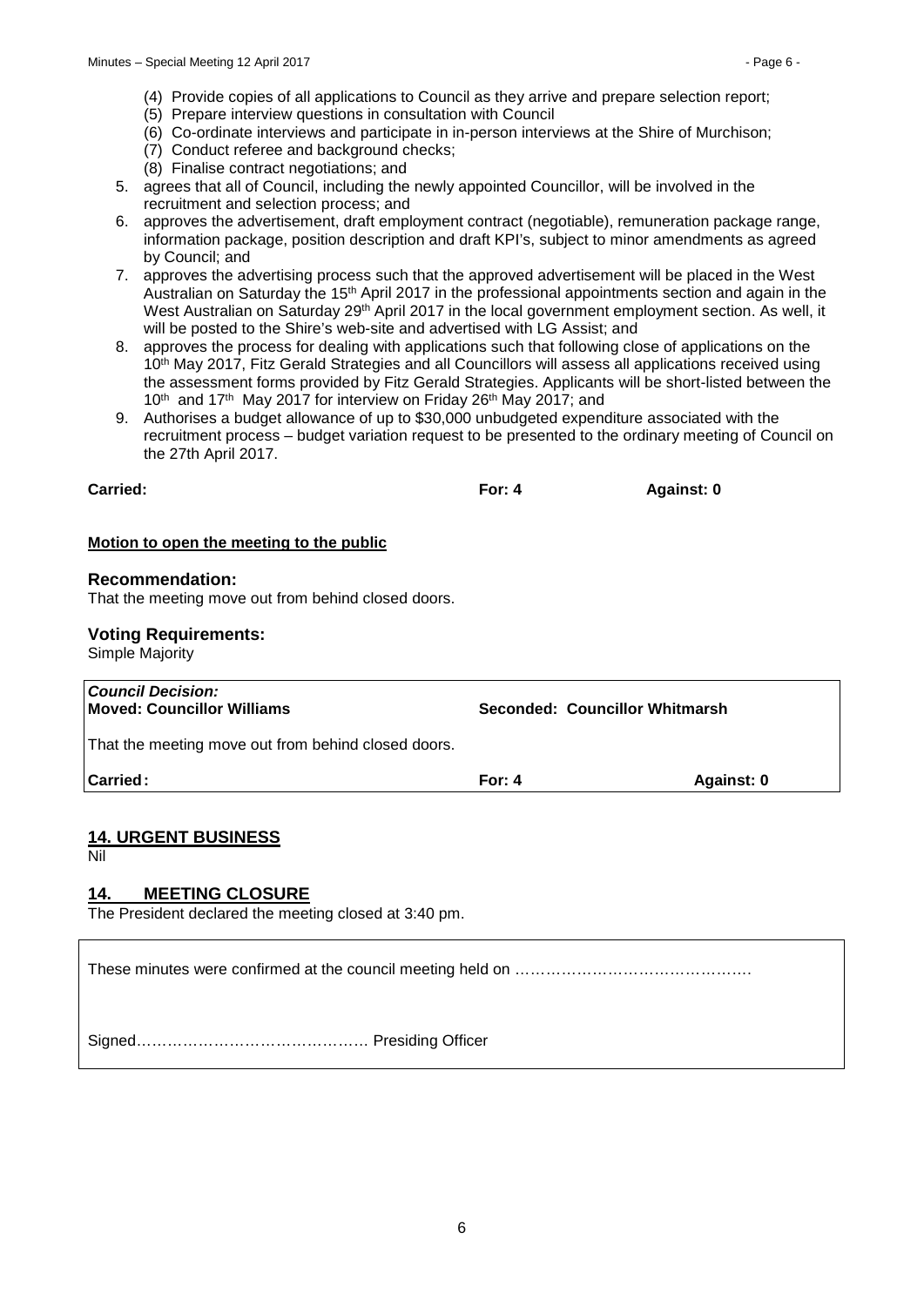(4) Provide copies of all applications to Council as they arrive and prepare selection report;
(5) Prepare interview questions in consultation with Council
(6) Co-ordinate interviews and participate in in-person interviews at the Shire of Murchison;
(7) Conduct referee and background checks;
(8) Finalise contract negotiations; and

5. agrees that all of Council, including the newly appointed Councillor, will be involved in the recruitment and selection process; and
6. approves the advertisement, draft employment contract (negotiable), remuneration package range, information package, position description and draft KPI's, subject to minor amendments as agreed by Council; and
7. approves the advertising process such that the approved advertisement will be placed in the West Australian on Saturday the 15th April 2017 in the professional appointments section and again in the West Australian on Saturday 29th April 2017 in the local government employment section. As well, it will be posted to the Shire's web-site and advertised with LG Assist; and
8. approves the process for dealing with applications such that following close of applications on the 10th May 2017, Fitz Gerald Strategies and all Councillors will assess all applications received using the assessment forms provided by Fitz Gerald Strategies. Applicants will be short-listed between the 10th and 17th May 2017 for interview on Friday 26th May 2017; and
9. Authorises a budget allowance of up to $30,000 unbudgeted expenditure associated with the recruitment process – budget variation request to be presented to the ordinary meeting of Council on the 27th April 2017.

**Carried:** **For: 4** **Against: 0**

**Motion to open the meeting to the public**

### Recommendation:

That the meeting move out from behind closed doors.

### Voting Requirements:

Simple Majority

| | | |
|---|---|---|
| ***Council Decision:*** **Moved: Councillor Williams** | | **Seconded: Councillor Whitmarsh** |
| That the meeting move out from behind closed doors. | | |
| **Carried:** | **For: 4** | **Against: 0** |

## 14. URGENT BUSINESS

Nil

## 14. MEETING CLOSURE

The President declared the meeting closed at 3:40 pm.

These minutes were confirmed at the council meeting held on ………………………………………

Signed……………………………………… Presiding Officer